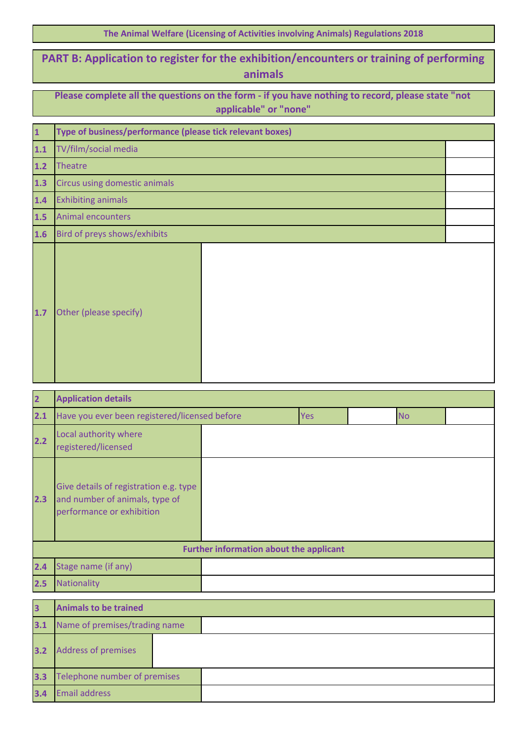The Animal Welfare (Licensing of Activities involving Animals) Regulations 2018

# PART B: Application to register for the exhibition/encounters or training of performing animals

**Please complete all the questions on the form - if you have nothing to record, please state "not applicable" or "none"**

| 1 | Type of business/performance (please tick relevant boxes) | |
|---|---|---|
| 1.1 | TV/film/social media | |
| 1.2 | Theatre | |
| 1.3 | Circus using domestic animals | |
| 1.4 | Exhibiting animals | |
| 1.5 | Animal encounters | |
| 1.6 | Bird of preys shows/exhibits | |
| 1.7 | Other (please specify) | |

| 2 | Application details | | | | |
|---|---|---|---|---|---|
| 2.1 | Have you ever been registered/licensed before | Yes | | No | |
| 2.2 | Local authority where registered/licensed | | | | |
| 2.3 | Give details of registration e.g. type and number of animals, type of performance or exhibition | | | | |
| | **Further information about the applicant** | | | | |
| 2.4 | Stage name (if any) | | | | |
| 2.5 | Nationality | | | | |

| 3 | Animals to be trained | |
|---|---|---|
| 3.1 | Name of premises/trading name | |
| 3.2 | Address of premises | |
| 3.3 | Telephone number of premises | |
| 3.4 | Email address | |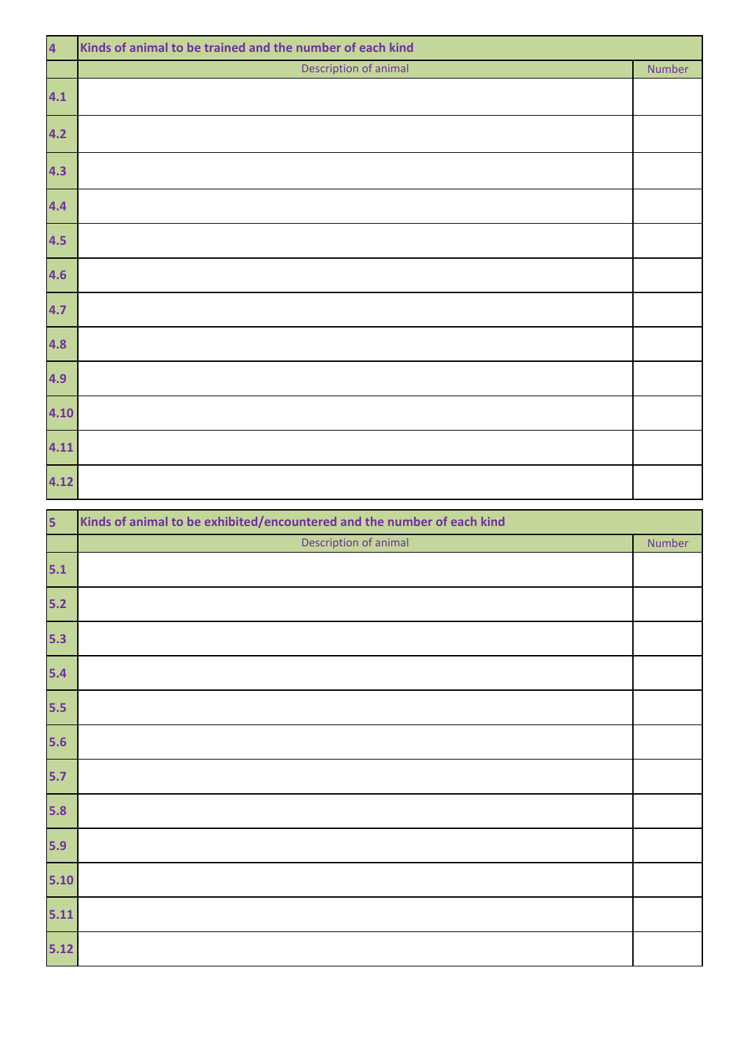| 4 | Kinds of animal to be trained and the number of each kind | |
|---|---|---|
| | Description of animal | Number |
| 4.1 | | |
| 4.2 | | |
| 4.3 | | |
| 4.4 | | |
| 4.5 | | |
| 4.6 | | |
| 4.7 | | |
| 4.8 | | |
| 4.9 | | |
| 4.10 | | |
| 4.11 | | |
| 4.12 | | |

| 5 | Kinds of animal to be exhibited/encountered and the number of each kind | |
|---|---|---|
| | Description of animal | Number |
| 5.1 | | |
| 5.2 | | |
| 5.3 | | |
| 5.4 | | |
| 5.5 | | |
| 5.6 | | |
| 5.7 | | |
| 5.8 | | |
| 5.9 | | |
| 5.10 | | |
| 5.11 | | |
| 5.12 | | |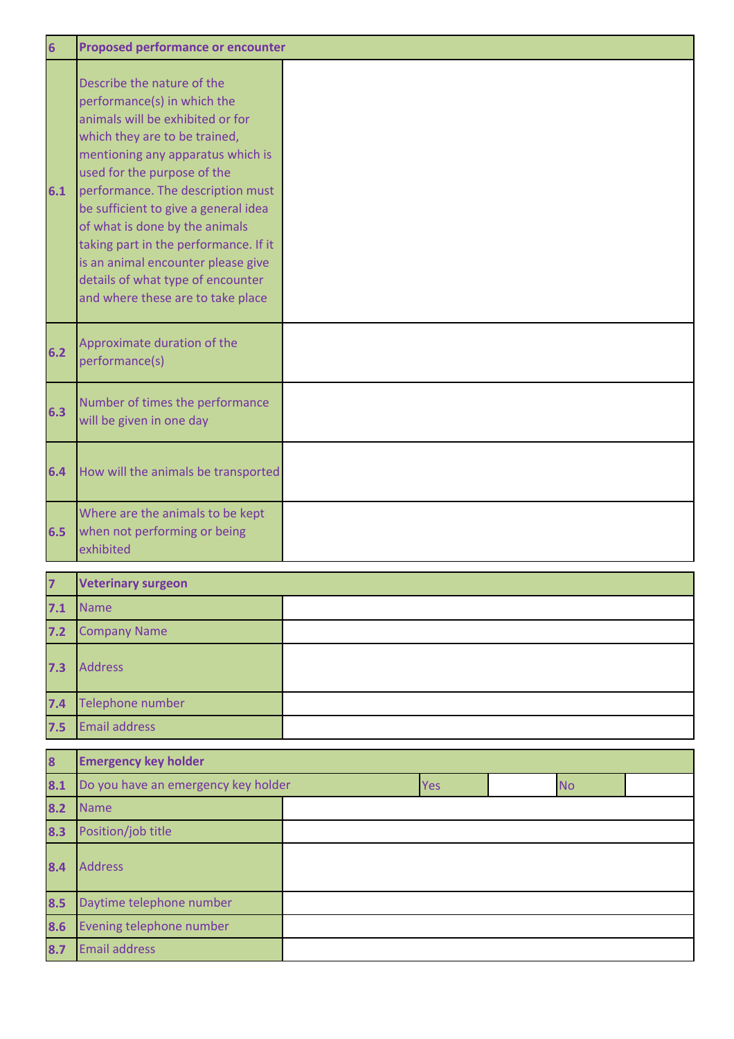| 6 | Proposed performance or encounter | |
|---|---|---|
| 6.1 | Describe the nature of the performance(s) in which the animals will be exhibited or for which they are to be trained, mentioning any apparatus which is used for the purpose of the performance. The description must be sufficient to give a general idea of what is done by the animals taking part in the performance. If it is an animal encounter please give details of what type of encounter and where these are to take place | |
| 6.2 | Approximate duration of the performance(s) | |
| 6.3 | Number of times the performance will be given in one day | |
| 6.4 | How will the animals be transported | |
| 6.5 | Where are the animals to be kept when not performing or being exhibited | |

| 7 | Veterinary surgeon | |
|---|---|---|
| 7.1 | Name | |
| 7.2 | Company Name | |
| 7.3 | Address | |
| 7.4 | Telephone number | |
| 7.5 | Email address | |

| 8 | Emergency key holder | | | | |
|---|---|---|---|---|---|
| 8.1 | Do you have an emergency key holder | Yes | | No | |
| 8.2 | Name | | | | |
| 8.3 | Position/job title | | | | |
| 8.4 | Address | | | | |
| 8.5 | Daytime telephone number | | | | |
| 8.6 | Evening telephone number | | | | |
| 8.7 | Email address | | | | |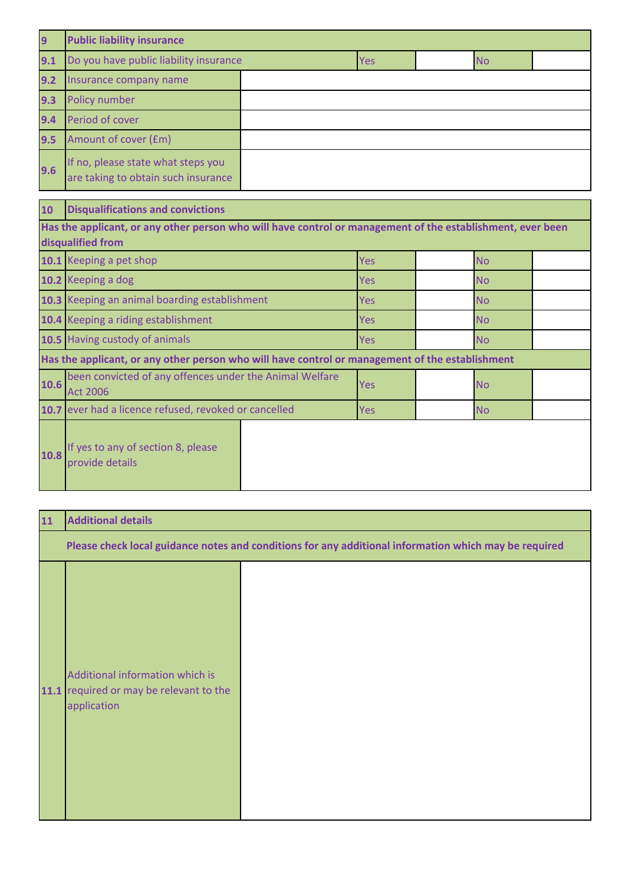| 9 | Public liability insurance | | | | |
|---|---|---|---|---|---|
| 9.1 | Do you have public liability insurance | Yes | | No | |
| 9.2 | Insurance company name | | | | |
| 9.3 | Policy number | | | | |
| 9.4 | Period of cover | | | | |
| 9.5 | Amount of cover (£m) | | | | |
| 9.6 | If no, please state what steps you are taking to obtain such insurance | | | | |

| 10 | Disqualifications and convictions | | | | |
|---|---|---|---|---|---|
| | **Has the applicant, or any other person who will have control or management of the establishment, ever been disqualified from** | | | | |
| 10.1 | Keeping a pet shop | Yes | | No | |
| 10.2 | Keeping a dog | Yes | | No | |
| 10.3 | Keeping an animal boarding establishment | Yes | | No | |
| 10.4 | Keeping a riding establishment | Yes | | No | |
| 10.5 | Having custody of animals | Yes | | No | |
| | **Has the applicant, or any other person who will have control or management of the establishment** | | | | |
| 10.6 | been convicted of any offences under the Animal Welfare Act 2006 | Yes | | No | |
| 10.7 | ever had a licence refused, revoked or cancelled | Yes | | No | |
| 10.8 | If yes to any of section 8, please provide details | | | | |

| 11 | Additional details |
|---|---|
| | **Please check local guidance notes and conditions for any additional information which may be required** |
| 11.1 | Additional information which is required or may be relevant to the application |